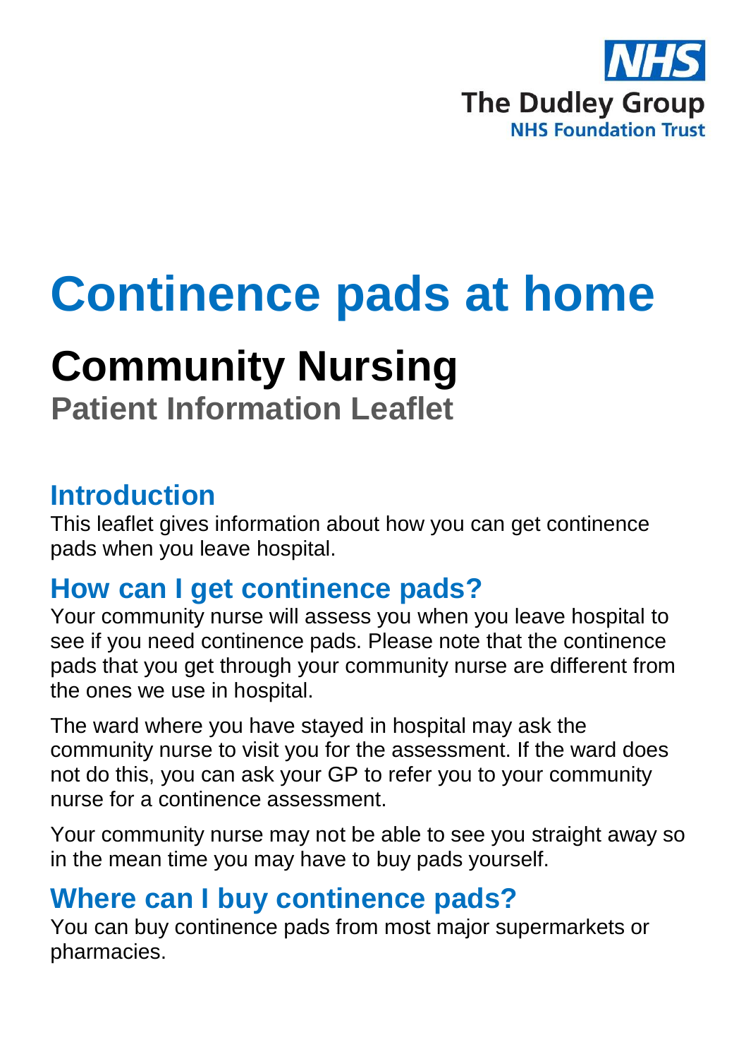NHS
The Dudley Group
NHS Foundation Trust

# Continence pads at home

# Community Nursing

## Patient Information Leaflet

## Introduction

This leaflet gives information about how you can get continence pads when you leave hospital.

## How can I get continence pads?

Your community nurse will assess you when you leave hospital to see if you need continence pads. Please note that the continence pads that you get through your community nurse are different from the ones we use in hospital.

The ward where you have stayed in hospital may ask the community nurse to visit you for the assessment. If the ward does not do this, you can ask your GP to refer you to your community nurse for a continence assessment.

Your community nurse may not be able to see you straight away so in the mean time you may have to buy pads yourself.

## Where can I buy continence pads?

You can buy continence pads from most major supermarkets or pharmacies.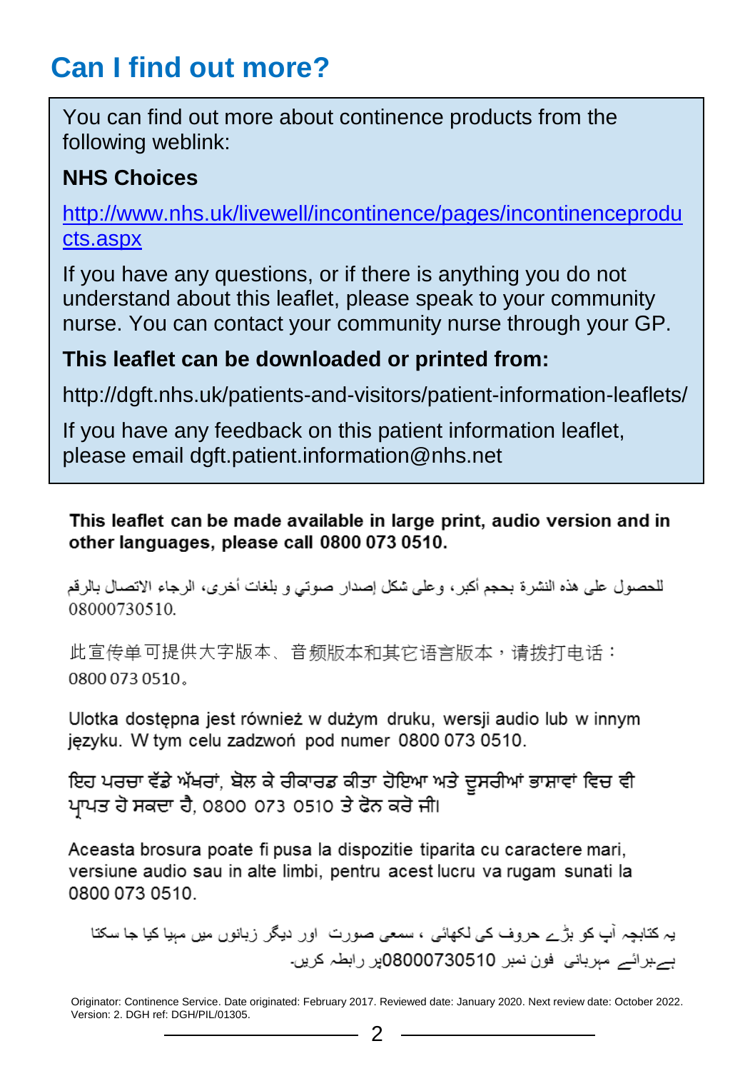## Can I find out more?

You can find out more about continence products from the following weblink:

**NHS Choices**

http://www.nhs.uk/livewell/incontinence/pages/incontinenceproducts.aspx

If you have any questions, or if there is anything you do not understand about this leaflet, please speak to your community nurse. You can contact your community nurse through your GP.

**This leaflet can be downloaded or printed from:**

http://dgft.nhs.uk/patients-and-visitors/patient-information-leaflets/

If you have any feedback on this patient information leaflet, please email dgft.patient.information@nhs.net

**This leaflet can be made available in large print, audio version and in other languages, please call 0800 073 0510.**

للحصول على هذه النشرة بحجم أكبر، وعلى شكل إصدار صوتي و بلغات أخرى، الرجاء الاتصال بالرقم 08000730510.

此宣传单可提供大字版本、音频版本和其它语言版本，请拨打电话：0800 073 0510。

Ulotka dostępna jest również w dużym druku, wersji audio lub w innym języku. W tym celu zadzwoń pod numer 0800 073 0510.

ਇਹ ਪਰਚਾ ਵੱਡੇ ਅੱਖਰਾਂ, ਬੋਲ ਕੇ ਰੀਕਾਰਡ ਕੀਤਾ ਹੋਇਆ ਅਤੇ ਦੂਸਰੀਆਂ ਭਾਸ਼ਾਵਾਂ ਵਿਚ ਵੀ ਪ੍ਰਾਪਤ ਹੋ ਸਕਦਾ ਹੈ, 0800 073 0510 ਤੇ ਫੋਨ ਕਰੋ ਜੀ।

Aceasta brosura poate fi pusa la dispozitie tiparita cu caractere mari, versiune audio sau in alte limbi, pentru acest lucru va rugam sunati la 0800 073 0510.

یہ کتابچہ آپ کو بڑے حروف کی لکھائی ، سمعی صورت اور دیگر زبانوں میں مہیا کیا جا سکتا ہے۔برائے مہربانی فون نمبر 08000730510پر رابطہ کریں۔

Originator: Continence Service. Date originated: February 2017. Reviewed date: January 2020. Next review date: October 2022. Version: 2. DGH ref: DGH/PIL/01305.